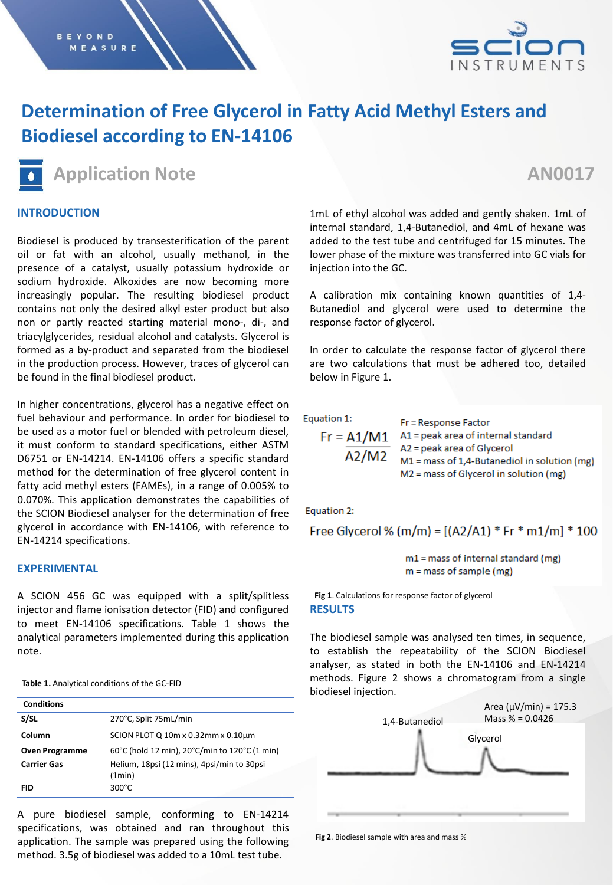# Determination of Free Glycerol in Fatty Acid Methyl Esters and Biodiesel according to EN-14106

## Application Note AN0017

## INTRODUCTION

Biodiesel is produced by transesterification of the parent oil or fat with an alcohol, usually methanol, in the presence of a catalyst, usually potassium hydroxide or sodium hydroxide. Alkoxides are now becoming more increasingly popular. The resulting biodiesel product contains not only the desired alkyl ester product but also non or partly reacted starting material mono-, di-, and triacylglycerides, residual alcohol and catalysts. Glycerol is formed as a by-product and separated from the biodiesel in the production process. However, traces of glycerol can be found in the final biodiesel product.

In higher concentrations, glycerol has a negative effect on fuel behaviour and performance. In order for biodiesel to be used as a motor fuel or blended with petroleum diesel, it must conform to standard specifications, either ASTM D6751 or EN-14214. EN-14106 offers a specific standard method for the determination of free glycerol content in fatty acid methyl esters (FAMEs), in a range of 0.005% to 0.070%. This application demonstrates the capabilities of the SCION Biodiesel analyser for the determination of free glycerol in accordance with EN-14106, with reference to EN-14214 specifications.

## EXPERIMENTAL

A SCION 456 GC was equipped with a split/splitless injector and flame ionisation detector (FID) and configured to meet EN-14106 specifications. Table 1 shows the analytical parameters implemented during this application note.

**Table 1.** Analytical conditions of the GC-FID

| Conditions | |
|---|---|
| **S/SL** | 270°C, Split 75mL/min |
| **Column** | SCION PLOT Q 10m x 0.32mm x 0.10µm |
| **Oven Programme** | 60°C (hold 12 min), 20°C/min to 120°C (1 min) |
| **Carrier Gas** | Helium, 18psi (12 mins), 4psi/min to 30psi (1min) |
| **FID** | 300°C |

A pure biodiesel sample, conforming to EN-14214 specifications, was obtained and ran throughout this application. The sample was prepared using the following method. 3.5g of biodiesel was added to a 10mL test tube. 1mL of ethyl alcohol was added and gently shaken. 1mL of internal standard, 1,4-Butanediol, and 4mL of hexane was added to the test tube and centrifuged for 15 minutes. The lower phase of the mixture was transferred into GC vials for injection into the GC.

A calibration mix containing known quantities of 1,4-Butanediol and glycerol were used to determine the response factor of glycerol.

In order to calculate the response factor of glycerol there are two calculations that must be adhered too, detailed below in Figure 1.

Equation 1:

$$Fr = \frac{A1/M1}{A2/M2}$$

Fr = Response Factor
A1 = peak area of internal standard
A2 = peak area of Glycerol
M1 = mass of 1,4-Butanediol in solution (mg)
M2 = mass of Glycerol in solution (mg)

Equation 2:

$$\text{Free Glycerol \% (m/m)} = [(A2/A1) * Fr * m1/m] * 100$$

m1 = mass of internal standard (mg)
m = mass of sample (mg)

**Fig 1**. Calculations for response factor of glycerol

## RESULTS

The biodiesel sample was analysed ten times, in sequence, to establish the repeatability of the SCION Biodiesel analyser, as stated in both the EN-14106 and EN-14214 methods. Figure 2 shows a chromatogram from a single biodiesel injection.

1,4-Butanediol

Area (µV/min) = 175.3
Mass % = 0.0426

Glycerol

**Fig 2**. Biodiesel sample with area and mass %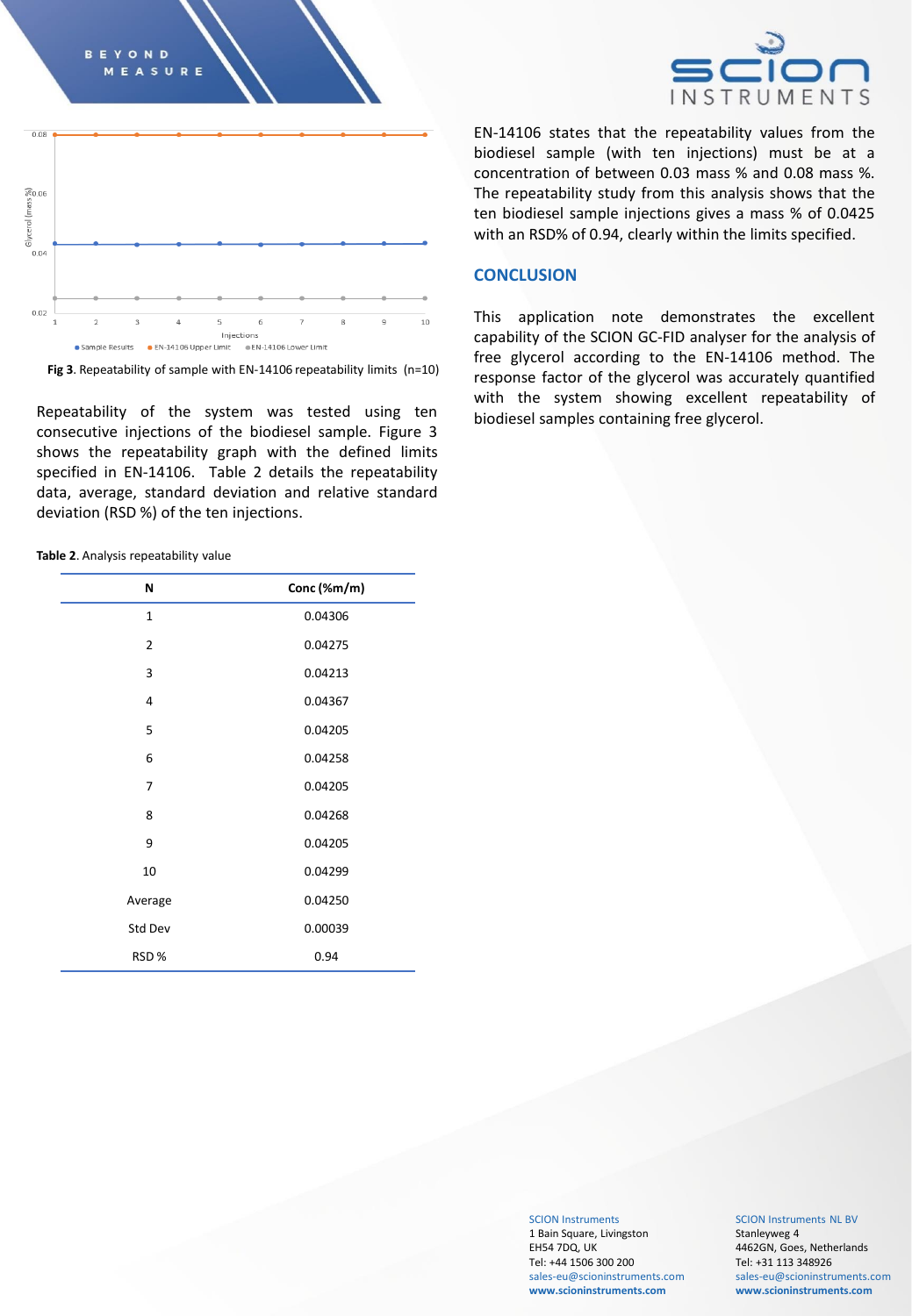0.08
0.06
0.04
0.02
Glycerol (mass %)
1 2 3 4 5 6 7 8 9 10
Injections
Sample Results  EN-14106 Upper Limit  EN-14106 Lower Limit

**Fig 3**. Repeatability of sample with EN-14106 repeatability limits (n=10)

Repeatability of the system was tested using ten consecutive injections of the biodiesel sample. Figure 3 shows the repeatability graph with the defined limits specified in EN-14106. Table 2 details the repeatability data, average, standard deviation and relative standard deviation (RSD %) of the ten injections.

**Table 2**. Analysis repeatability value

| N | Conc (%m/m) |
|---|---|
| 1 | 0.04306 |
| 2 | 0.04275 |
| 3 | 0.04213 |
| 4 | 0.04367 |
| 5 | 0.04205 |
| 6 | 0.04258 |
| 7 | 0.04205 |
| 8 | 0.04268 |
| 9 | 0.04205 |
| 10 | 0.04299 |
| Average | 0.04250 |
| Std Dev | 0.00039 |
| RSD % | 0.94 |

EN-14106 states that the repeatability values from the biodiesel sample (with ten injections) must be at a concentration of between 0.03 mass % and 0.08 mass %. The repeatability study from this analysis shows that the ten biodiesel sample injections gives a mass % of 0.0425 with an RSD% of 0.94, clearly within the limits specified.

## CONCLUSION

This application note demonstrates the excellent capability of the SCION GC-FID analyser for the analysis of free glycerol according to the EN-14106 method. The response factor of the glycerol was accurately quantified with the system showing excellent repeatability of biodiesel samples containing free glycerol.

SCION Instruments
1 Bain Square, Livingston
EH54 7DQ, UK
Tel: +44 1506 300 200
sales-eu@scioninstruments.com
**www.scioninstruments.com**

SCION Instruments NL BV
Stanleyweg 4
4462GN, Goes, Netherlands
Tel: +31 113 348926
sales-eu@scioninstruments.com
**www.scioninstruments.com**